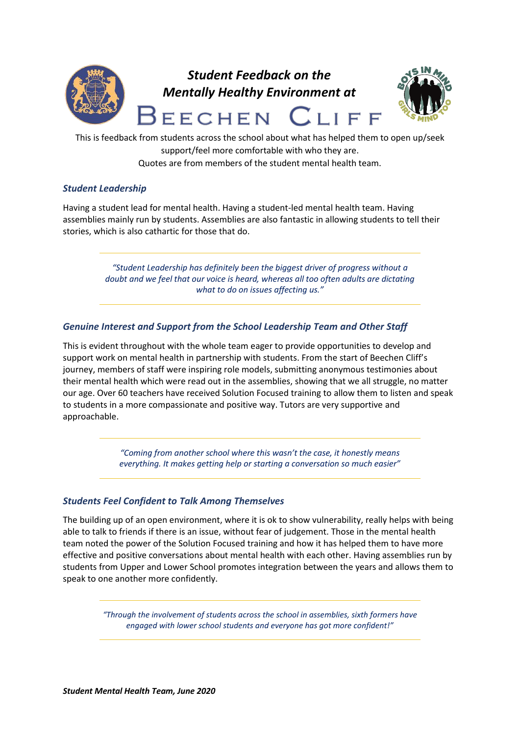# *Student Feedback on the Mentally Healthy Environment at* BEECHEN CLIFF

This is feedback from students across the school about what has helped them to open up/seek support/feel more comfortable with who they are.
Quotes are from members of the student mental health team.

## *Student Leadership*

Having a student lead for mental health. Having a student-led mental health team. Having assemblies mainly run by students. Assemblies are also fantastic in allowing students to tell their stories, which is also cathartic for those that do.

> *"Student Leadership has definitely been the biggest driver of progress without a doubt and we feel that our voice is heard, whereas all too often adults are dictating what to do on issues affecting us."*

## *Genuine Interest and Support from the School Leadership Team and Other Staff*

This is evident throughout with the whole team eager to provide opportunities to develop and support work on mental health in partnership with students. From the start of Beechen Cliff's journey, members of staff were inspiring role models, submitting anonymous testimonies about their mental health which were read out in the assemblies, showing that we all struggle, no matter our age. Over 60 teachers have received Solution Focused training to allow them to listen and speak to students in a more compassionate and positive way. Tutors are very supportive and approachable.

> *"Coming from another school where this wasn't the case, it honestly means everything. It makes getting help or starting a conversation so much easier"*

## *Students Feel Confident to Talk Among Themselves*

The building up of an open environment, where it is ok to show vulnerability, really helps with being able to talk to friends if there is an issue, without fear of judgement. Those in the mental health team noted the power of the Solution Focused training and how it has helped them to have more effective and positive conversations about mental health with each other. Having assemblies run by students from Upper and Lower School promotes integration between the years and allows them to speak to one another more confidently.

> *"Through the involvement of students across the school in assemblies, sixth formers have engaged with lower school students and everyone has got more confident!"*

***Student Mental Health Team, June 2020***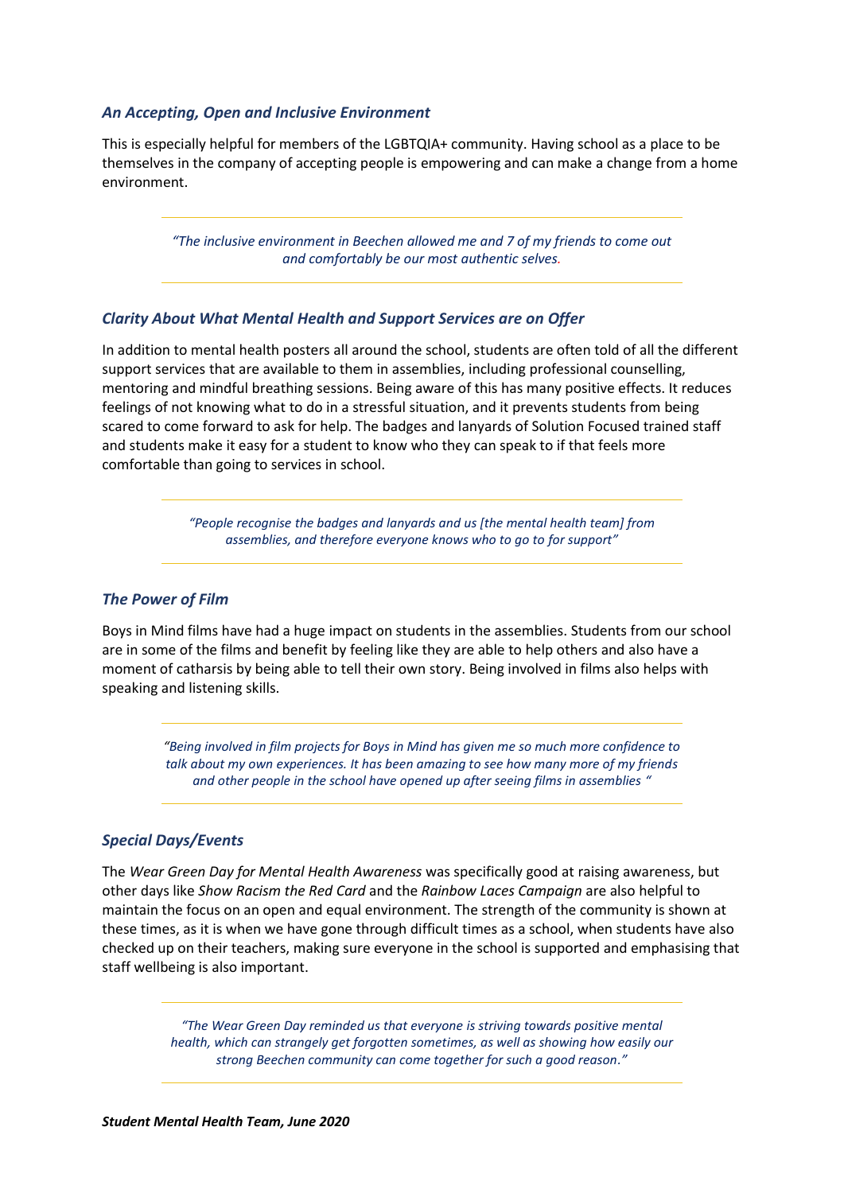### *An Accepting, Open and Inclusive Environment*

This is especially helpful for members of the LGBTQIA+ community. Having school as a place to be themselves in the company of accepting people is empowering and can make a change from a home environment.

> *"The inclusive environment in Beechen allowed me and 7 of my friends to come out and comfortably be our most authentic selves.*

### *Clarity About What Mental Health and Support Services are on Offer*

In addition to mental health posters all around the school, students are often told of all the different support services that are available to them in assemblies, including professional counselling, mentoring and mindful breathing sessions. Being aware of this has many positive effects. It reduces feelings of not knowing what to do in a stressful situation, and it prevents students from being scared to come forward to ask for help. The badges and lanyards of Solution Focused trained staff and students make it easy for a student to know who they can speak to if that feels more comfortable than going to services in school.

> *"People recognise the badges and lanyards and us [the mental health team] from assemblies, and therefore everyone knows who to go to for support"*

### *The Power of Film*

Boys in Mind films have had a huge impact on students in the assemblies. Students from our school are in some of the films and benefit by feeling like they are able to help others and also have a moment of catharsis by being able to tell their own story. Being involved in films also helps with speaking and listening skills.

> *"Being involved in film projects for Boys in Mind has given me so much more confidence to talk about my own experiences. It has been amazing to see how many more of my friends and other people in the school have opened up after seeing films in assemblies "*

### *Special Days/Events*

The *Wear Green Day for Mental Health Awareness* was specifically good at raising awareness, but other days like *Show Racism the Red Card* and the *Rainbow Laces Campaign* are also helpful to maintain the focus on an open and equal environment. The strength of the community is shown at these times, as it is when we have gone through difficult times as a school, when students have also checked up on their teachers, making sure everyone in the school is supported and emphasising that staff wellbeing is also important.

> *"The Wear Green Day reminded us that everyone is striving towards positive mental health, which can strangely get forgotten sometimes, as well as showing how easily our strong Beechen community can come together for such a good reason."*

***Student Mental Health Team, June 2020***